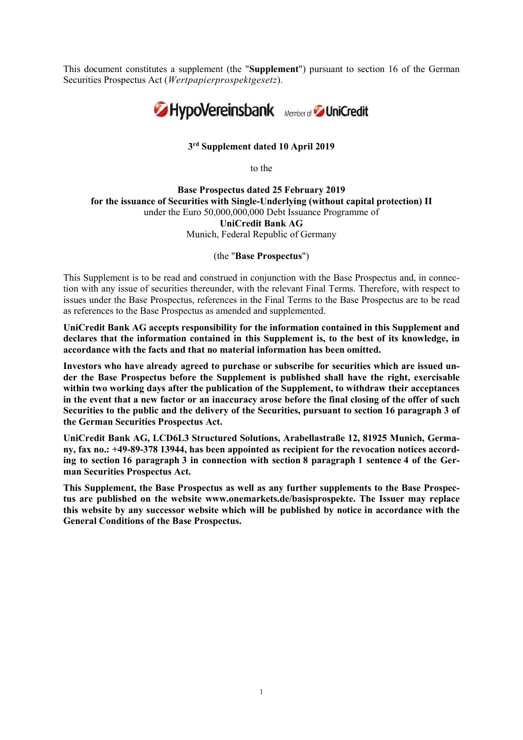This document constitutes a supplement (the "**Supplement**") pursuant to section 16 of the German Securities Prospectus Act (*Wertpapierprospektgesetz*).

HypoVereinsbank Member of UniCredit

**3rd Supplement dated 10 April 2019**

to the

**Base Prospectus dated 25 February 2019**
**for the issuance of Securities with Single-Underlying (without capital protection) II**
under the Euro 50,000,000,000 Debt Issuance Programme of
**UniCredit Bank AG**
Munich, Federal Republic of Germany

(the "**Base Prospectus**")

This Supplement is to be read and construed in conjunction with the Base Prospectus and, in connection with any issue of securities thereunder, with the relevant Final Terms. Therefore, with respect to issues under the Base Prospectus, references in the Final Terms to the Base Prospectus are to be read as references to the Base Prospectus as amended and supplemented.

**UniCredit Bank AG accepts responsibility for the information contained in this Supplement and declares that the information contained in this Supplement is, to the best of its knowledge, in accordance with the facts and that no material information has been omitted.**

**Investors who have already agreed to purchase or subscribe for securities which are issued under the Base Prospectus before the Supplement is published shall have the right, exercisable within two working days after the publication of the Supplement, to withdraw their acceptances in the event that a new factor or an inaccuracy arose before the final closing of the offer of such Securities to the public and the delivery of the Securities, pursuant to section 16 paragraph 3 of the German Securities Prospectus Act.**

**UniCredit Bank AG, LCD6L3 Structured Solutions, Arabellastraße 12, 81925 Munich, Germany, fax no.: +49-89-378 13944, has been appointed as recipient for the revocation notices according to section 16 paragraph 3 in connection with section 8 paragraph 1 sentence 4 of the German Securities Prospectus Act.**

**This Supplement, the Base Prospectus as well as any further supplements to the Base Prospectus are published on the website www.onemarkets.de/basisprospekte. The Issuer may replace this website by any successor website which will be published by notice in accordance with the General Conditions of the Base Prospectus.**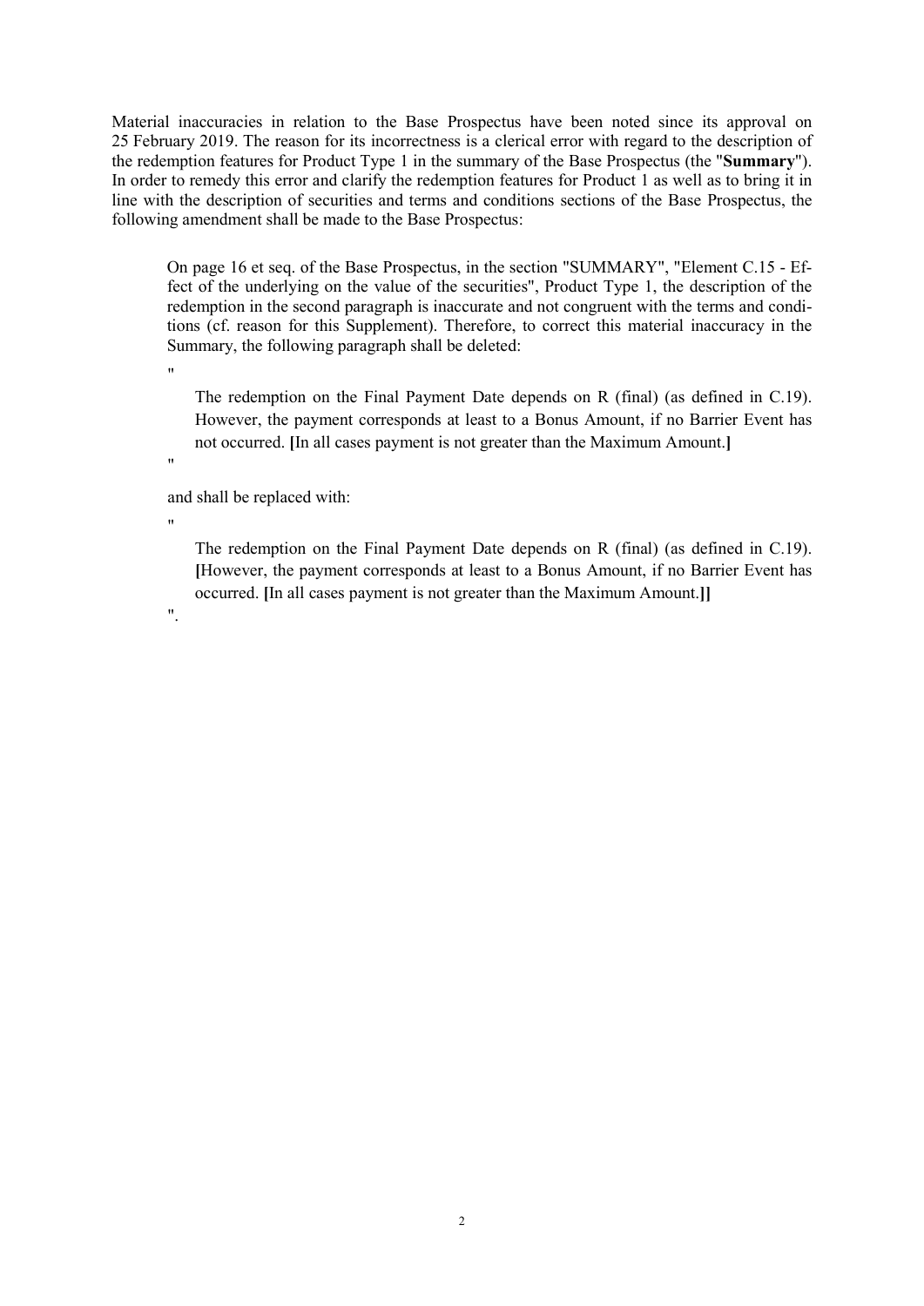Material inaccuracies in relation to the Base Prospectus have been noted since its approval on 25 February 2019. The reason for its incorrectness is a clerical error with regard to the description of the redemption features for Product Type 1 in the summary of the Base Prospectus (the "**Summary**"). In order to remedy this error and clarify the redemption features for Product 1 as well as to bring it in line with the description of securities and terms and conditions sections of the Base Prospectus, the following amendment shall be made to the Base Prospectus:

> On page 16 et seq. of the Base Prospectus, in the section "SUMMARY", "Element C.15 - Effect of the underlying on the value of the securities", Product Type 1, the description of the redemption in the second paragraph is inaccurate and not congruent with the terms and conditions (cf. reason for this Supplement). Therefore, to correct this material inaccuracy in the Summary, the following paragraph shall be deleted:
>
> "
>
> > The redemption on the Final Payment Date depends on R (final) (as defined in C.19). However, the payment corresponds at least to a Bonus Amount, if no Barrier Event has not occurred. **[**In all cases payment is not greater than the Maximum Amount.**]**
>
> "
>
> and shall be replaced with:
>
> "
>
> > The redemption on the Final Payment Date depends on R (final) (as defined in C.19). **[**However, the payment corresponds at least to a Bonus Amount, if no Barrier Event has occurred. **[**In all cases payment is not greater than the Maximum Amount.**]]**
>
> ".